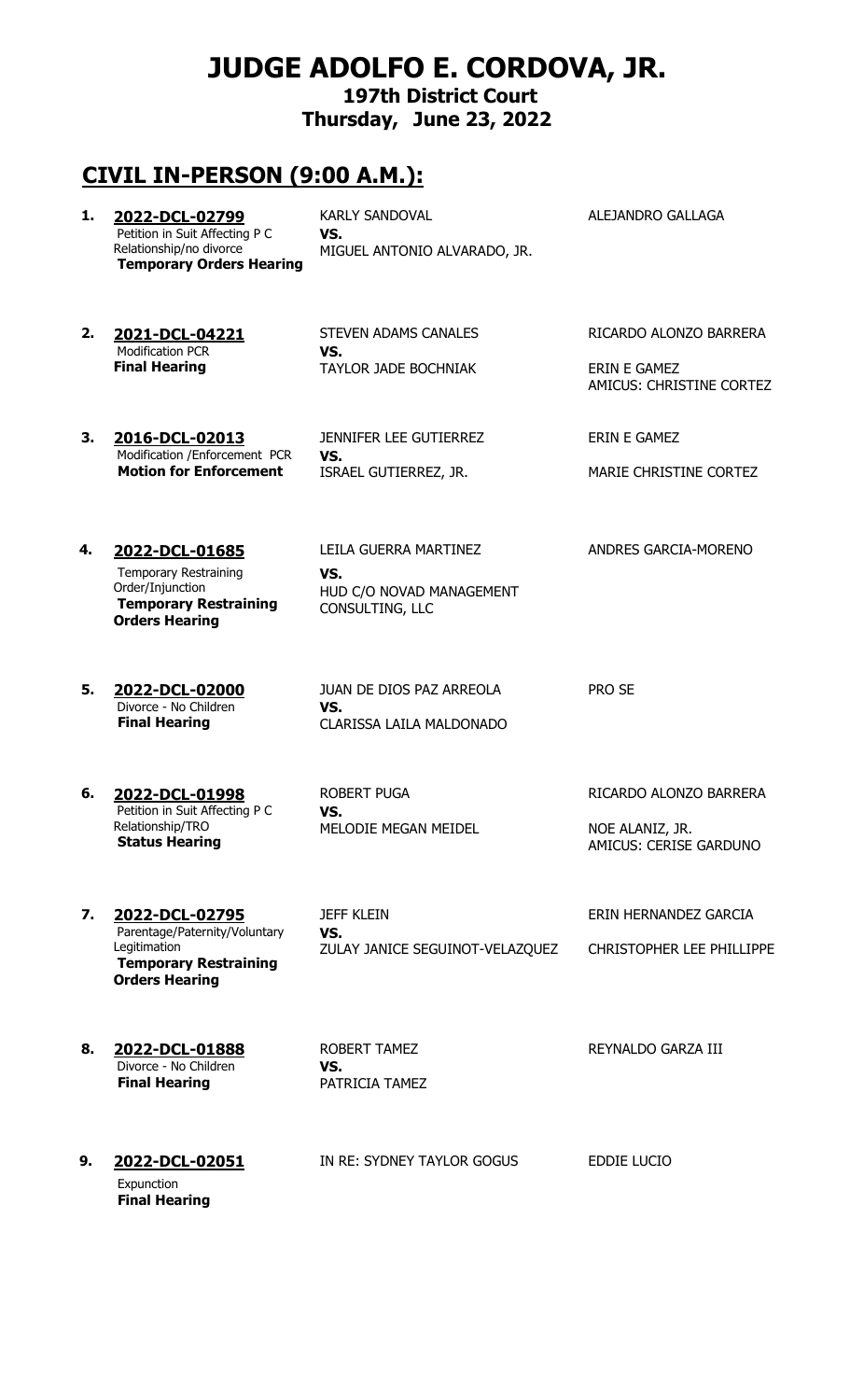# JUDGE ADOLFO E. CORDOVA, JR.

**197th District Court**
**Thursday, June 23, 2022**

## CIVIL IN-PERSON (9:00 A.M.):

| | | | |
|---|---|---|---|
| 1. | **2022-DCL-02799**<br>Petition in Suit Affecting P C Relationship/no divorce<br>**Temporary Orders Hearing** | KARLY SANDOVAL<br>**VS.**<br>MIGUEL ANTONIO ALVARADO, JR. | ALEJANDRO GALLAGA |
| 2. | **2021-DCL-04221**<br>Modification PCR<br>**Final Hearing** | STEVEN ADAMS CANALES<br>**VS.**<br>TAYLOR JADE BOCHNIAK | RICARDO ALONZO BARRERA<br><br>ERIN E GAMEZ<br>AMICUS: CHRISTINE CORTEZ |
| 3. | **2016-DCL-02013**<br>Modification /Enforcement PCR<br>**Motion for Enforcement** | JENNIFER LEE GUTIERREZ<br>**VS.**<br>ISRAEL GUTIERREZ, JR. | ERIN E GAMEZ<br><br>MARIE CHRISTINE CORTEZ |
| 4. | **2022-DCL-01685**<br>Temporary Restraining Order/Injunction<br>**Temporary Restraining Orders Hearing** | LEILA GUERRA MARTINEZ<br>**VS.**<br>HUD C/O NOVAD MANAGEMENT CONSULTING, LLC | ANDRES GARCIA-MORENO |
| 5. | **2022-DCL-02000**<br>Divorce - No Children<br>**Final Hearing** | JUAN DE DIOS PAZ ARREOLA<br>**VS.**<br>CLARISSA LAILA MALDONADO | PRO SE |
| 6. | **2022-DCL-01998**<br>Petition in Suit Affecting P C Relationship/TRO<br>**Status Hearing** | ROBERT PUGA<br>**VS.**<br>MELODIE MEGAN MEIDEL | RICARDO ALONZO BARRERA<br><br>NOE ALANIZ, JR.<br>AMICUS: CERISE GARDUNO |
| 7. | **2022-DCL-02795**<br>Parentage/Paternity/Voluntary Legitimation<br>**Temporary Restraining Orders Hearing** | JEFF KLEIN<br>**VS.**<br>ZULAY JANICE SEGUINOT-VELAZQUEZ | ERIN HERNANDEZ GARCIA<br><br>CHRISTOPHER LEE PHILLIPPE |
| 8. | **2022-DCL-01888**<br>Divorce - No Children<br>**Final Hearing** | ROBERT TAMEZ<br>**VS.**<br>PATRICIA TAMEZ | REYNALDO GARZA III |
| 9. | **2022-DCL-02051**<br>Expunction<br>**Final Hearing** | IN RE: SYDNEY TAYLOR GOGUS | EDDIE LUCIO |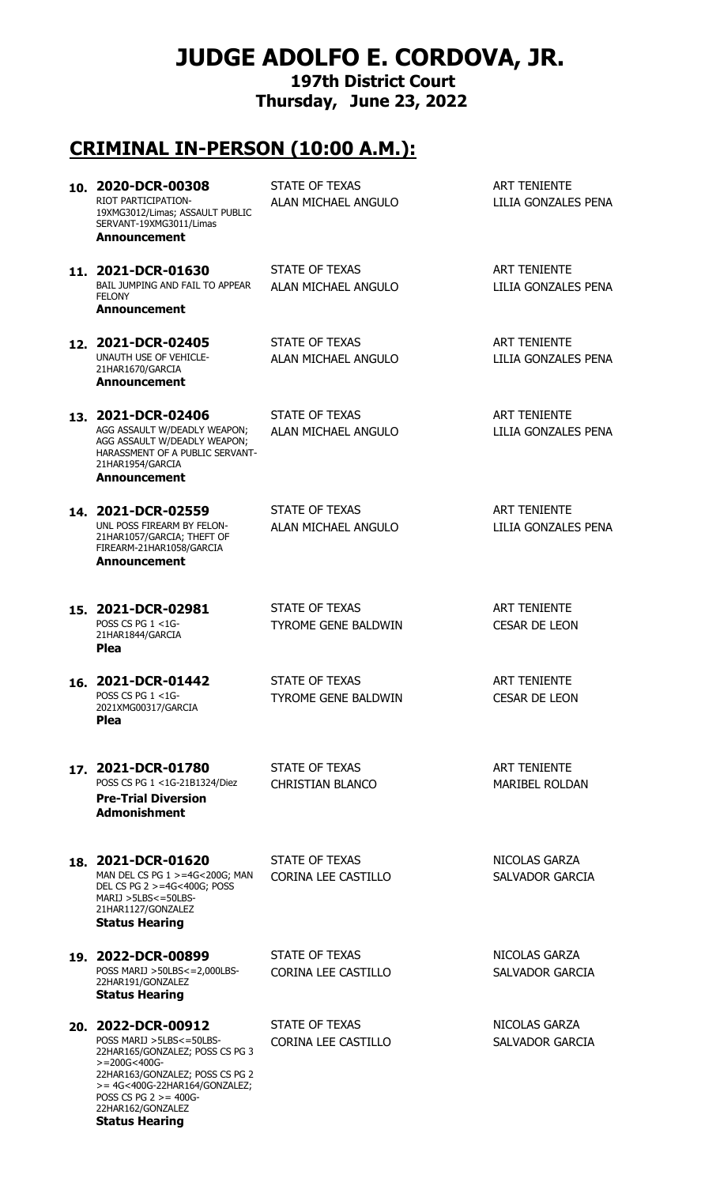# JUDGE ADOLFO E. CORDOVA, JR.

**197th District Court**

**Thursday, June 23, 2022**

## CRIMINAL IN-PERSON (10:00 A.M.):

| | | | |
|---|---|---|---|
| **10.** | **2020-DCR-00308**<br>RIOT PARTICIPATION-19XMG3012/Limas; ASSAULT PUBLIC SERVANT-19XMG3011/Limas<br>**Announcement** | STATE OF TEXAS<br>ALAN MICHAEL ANGULO | ART TENIENTE<br>LILIA GONZALES PENA |
| **11.** | **2021-DCR-01630**<br>BAIL JUMPING AND FAIL TO APPEAR FELONY<br>**Announcement** | STATE OF TEXAS<br>ALAN MICHAEL ANGULO | ART TENIENTE<br>LILIA GONZALES PENA |
| **12.** | **2021-DCR-02405**<br>UNAUTH USE OF VEHICLE-21HAR1670/GARCIA<br>**Announcement** | STATE OF TEXAS<br>ALAN MICHAEL ANGULO | ART TENIENTE<br>LILIA GONZALES PENA |
| **13.** | **2021-DCR-02406**<br>AGG ASSAULT W/DEADLY WEAPON; AGG ASSAULT W/DEADLY WEAPON; HARASSMENT OF A PUBLIC SERVANT-21HAR1954/GARCIA<br>**Announcement** | STATE OF TEXAS<br>ALAN MICHAEL ANGULO | ART TENIENTE<br>LILIA GONZALES PENA |
| **14.** | **2021-DCR-02559**<br>UNL POSS FIREARM BY FELON-21HAR1057/GARCIA; THEFT OF FIREARM-21HAR1058/GARCIA<br>**Announcement** | STATE OF TEXAS<br>ALAN MICHAEL ANGULO | ART TENIENTE<br>LILIA GONZALES PENA |
| **15.** | **2021-DCR-02981**<br>POSS CS PG 1 <1G-21HAR1844/GARCIA<br>**Plea** | STATE OF TEXAS<br>TYROME GENE BALDWIN | ART TENIENTE<br>CESAR DE LEON |
| **16.** | **2021-DCR-01442**<br>POSS CS PG 1 <1G-2021XMG00317/GARCIA<br>**Plea** | STATE OF TEXAS<br>TYROME GENE BALDWIN | ART TENIENTE<br>CESAR DE LEON |
| **17.** | **2021-DCR-01780**<br>POSS CS PG 1 <1G-21B1324/Diez<br>**Pre-Trial Diversion Admonishment** | STATE OF TEXAS<br>CHRISTIAN BLANCO | ART TENIENTE<br>MARIBEL ROLDAN |
| **18.** | **2021-DCR-01620**<br>MAN DEL CS PG 1 >=4G<200G; MAN DEL CS PG 2 >=4G<400G; POSS MARIJ >5LBS<=50LBS-21HAR1127/GONZALEZ<br>**Status Hearing** | STATE OF TEXAS<br>CORINA LEE CASTILLO | NICOLAS GARZA<br>SALVADOR GARCIA |
| **19.** | **2022-DCR-00899**<br>POSS MARIJ >50LBS<=2,000LBS-22HAR191/GONZALEZ<br>**Status Hearing** | STATE OF TEXAS<br>CORINA LEE CASTILLO | NICOLAS GARZA<br>SALVADOR GARCIA |
| **20.** | **2022-DCR-00912**<br>POSS MARIJ >5LBS<=50LBS-22HAR165/GONZALEZ; POSS CS PG 3 >=200G<400G-22HAR163/GONZALEZ; POSS CS PG 2 >= 4G<400G-22HAR164/GONZALEZ; POSS CS PG 2 >= 400G-22HAR162/GONZALEZ<br>**Status Hearing** | STATE OF TEXAS<br>CORINA LEE CASTILLO | NICOLAS GARZA<br>SALVADOR GARCIA |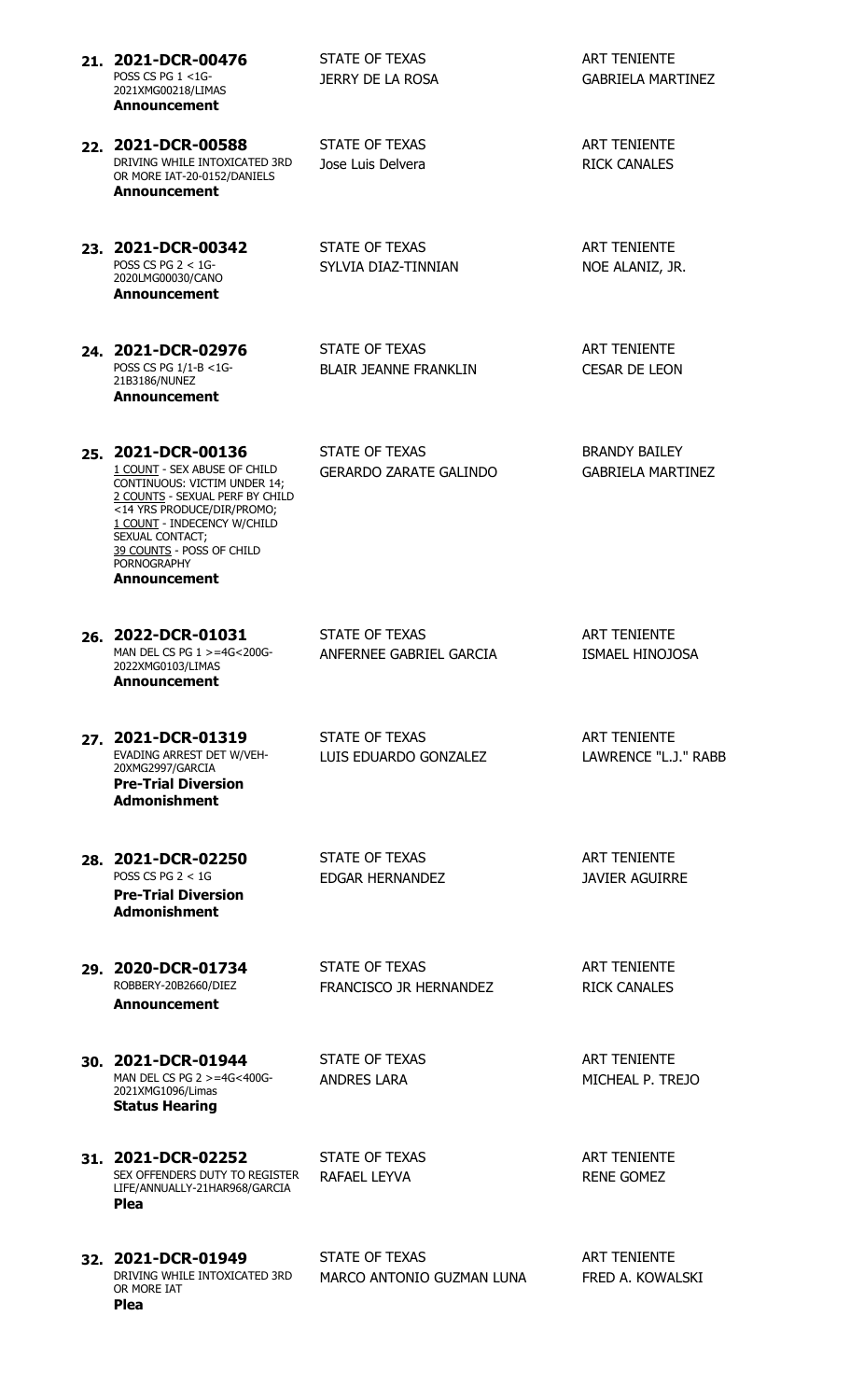| | | | |
|---|---|---|---|
| 21. | **2021-DCR-00476**<br>POSS CS PG 1 <1G-2021XMG00218/LIMAS<br>**Announcement** | STATE OF TEXAS<br>JERRY DE LA ROSA | ART TENIENTE<br>GABRIELA MARTINEZ |
| 22. | **2021-DCR-00588**<br>DRIVING WHILE INTOXICATED 3RD OR MORE IAT-20-0152/DANIELS<br>**Announcement** | STATE OF TEXAS<br>Jose Luis Delvera | ART TENIENTE<br>RICK CANALES |
| 23. | **2021-DCR-00342**<br>POSS CS PG 2 < 1G-2020LMG00030/CANO<br>**Announcement** | STATE OF TEXAS<br>SYLVIA DIAZ-TINNIAN | ART TENIENTE<br>NOE ALANIZ, JR. |
| 24. | **2021-DCR-02976**<br>POSS CS PG 1/1-B <1G-21B3186/NUNEZ<br>**Announcement** | STATE OF TEXAS<br>BLAIR JEANNE FRANKLIN | ART TENIENTE<br>CESAR DE LEON |
| 25. | **2021-DCR-00136**<br>1 COUNT - SEX ABUSE OF CHILD CONTINUOUS: VICTIM UNDER 14;<br>2 COUNTS - SEXUAL PERF BY CHILD <14 YRS PRODUCE/DIR/PROMO;<br>1 COUNT - INDECENCY W/CHILD SEXUAL CONTACT;<br>39 COUNTS - POSS OF CHILD PORNOGRAPHY<br>**Announcement** | STATE OF TEXAS<br>GERARDO ZARATE GALINDO | BRANDY BAILEY<br>GABRIELA MARTINEZ |
| 26. | **2022-DCR-01031**<br>MAN DEL CS PG 1 >=4G<200G-2022XMG0103/LIMAS<br>**Announcement** | STATE OF TEXAS<br>ANFERNEE GABRIEL GARCIA | ART TENIENTE<br>ISMAEL HINOJOSA |
| 27. | **2021-DCR-01319**<br>EVADING ARREST DET W/VEH-20XMG2997/GARCIA<br>**Pre-Trial Diversion Admonishment** | STATE OF TEXAS<br>LUIS EDUARDO GONZALEZ | ART TENIENTE<br>LAWRENCE "L.J." RABB |
| 28. | **2021-DCR-02250**<br>POSS CS PG 2 < 1G<br>**Pre-Trial Diversion Admonishment** | STATE OF TEXAS<br>EDGAR HERNANDEZ | ART TENIENTE<br>JAVIER AGUIRRE |
| 29. | **2020-DCR-01734**<br>ROBBERY-20B2660/DIEZ<br>**Announcement** | STATE OF TEXAS<br>FRANCISCO JR HERNANDEZ | ART TENIENTE<br>RICK CANALES |
| 30. | **2021-DCR-01944**<br>MAN DEL CS PG 2 >=4G<400G-2021XMG1096/Limas<br>**Status Hearing** | STATE OF TEXAS<br>ANDRES LARA | ART TENIENTE<br>MICHEAL P. TREJO |
| 31. | **2021-DCR-02252**<br>SEX OFFENDERS DUTY TO REGISTER LIFE/ANNUALLY-21HAR968/GARCIA<br>**Plea** | STATE OF TEXAS<br>RAFAEL LEYVA | ART TENIENTE<br>RENE GOMEZ |
| 32. | **2021-DCR-01949**<br>DRIVING WHILE INTOXICATED 3RD OR MORE IAT<br>**Plea** | STATE OF TEXAS<br>MARCO ANTONIO GUZMAN LUNA | ART TENIENTE<br>FRED A. KOWALSKI |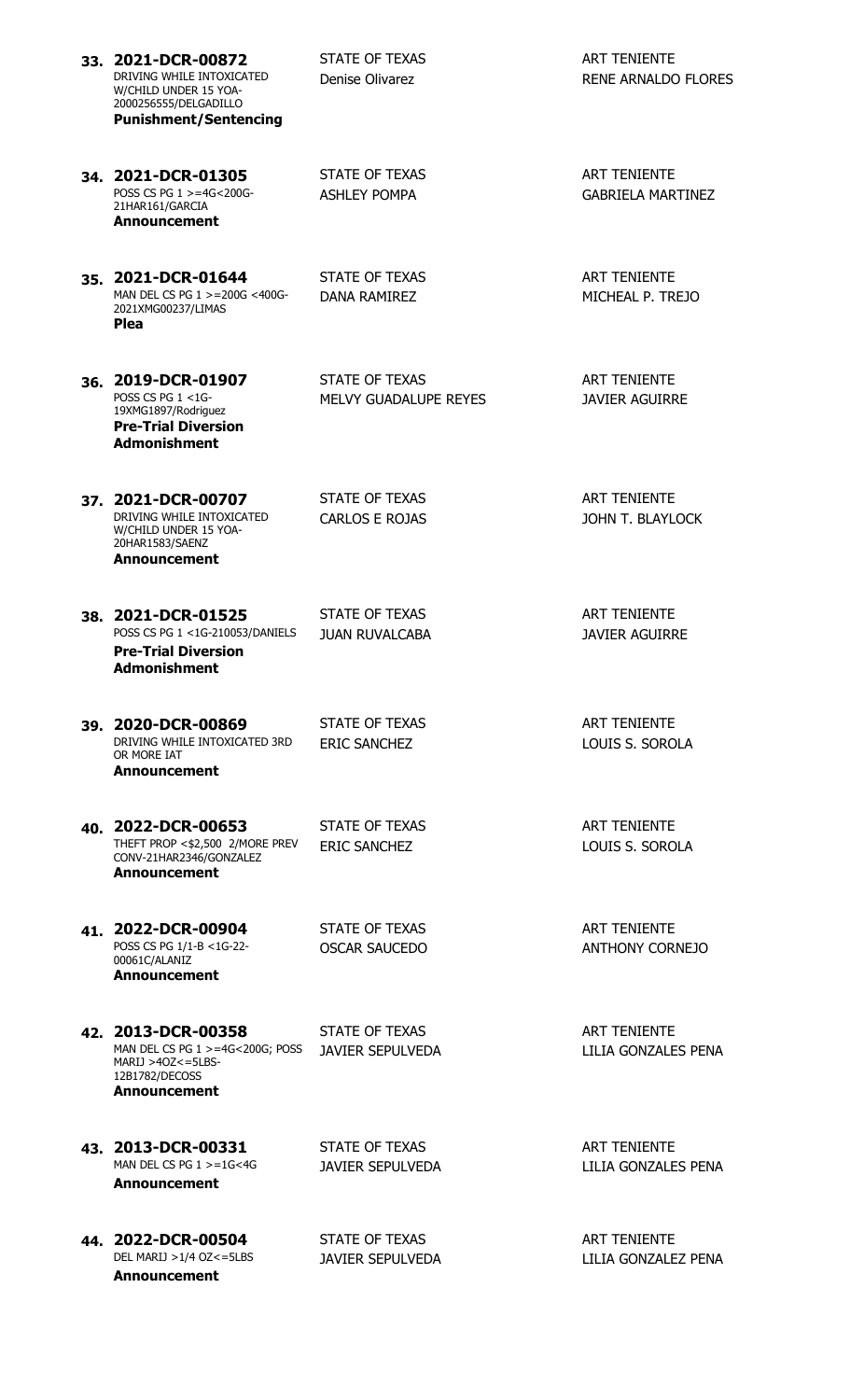| | | | |
|---|---|---|---|
| 33. | **2021-DCR-00872**<br>DRIVING WHILE INTOXICATED W/CHILD UNDER 15 YOA-2000256555/DELGADILLO<br>**Punishment/Sentencing** | STATE OF TEXAS<br>Denise Olivarez | ART TENIENTE<br>RENE ARNALDO FLORES |
| 34. | **2021-DCR-01305**<br>POSS CS PG 1 >=4G<200G-21HAR161/GARCIA<br>**Announcement** | STATE OF TEXAS<br>ASHLEY POMPA | ART TENIENTE<br>GABRIELA MARTINEZ |
| 35. | **2021-DCR-01644**<br>MAN DEL CS PG 1 >=200G <400G-2021XMG00237/LIMAS<br>**Plea** | STATE OF TEXAS<br>DANA RAMIREZ | ART TENIENTE<br>MICHEAL P. TREJO |
| 36. | **2019-DCR-01907**<br>POSS CS PG 1 <1G-19XMG1897/Rodriguez<br>**Pre-Trial Diversion Admonishment** | STATE OF TEXAS<br>MELVY GUADALUPE REYES | ART TENIENTE<br>JAVIER AGUIRRE |
| 37. | **2021-DCR-00707**<br>DRIVING WHILE INTOXICATED W/CHILD UNDER 15 YOA-20HAR1583/SAENZ<br>**Announcement** | STATE OF TEXAS<br>CARLOS E ROJAS | ART TENIENTE<br>JOHN T. BLAYLOCK |
| 38. | **2021-DCR-01525**<br>POSS CS PG 1 <1G-210053/DANIELS<br>**Pre-Trial Diversion Admonishment** | STATE OF TEXAS<br>JUAN RUVALCABA | ART TENIENTE<br>JAVIER AGUIRRE |
| 39. | **2020-DCR-00869**<br>DRIVING WHILE INTOXICATED 3RD OR MORE IAT<br>**Announcement** | STATE OF TEXAS<br>ERIC SANCHEZ | ART TENIENTE<br>LOUIS S. SOROLA |
| 40. | **2022-DCR-00653**<br>THEFT PROP <$2,500 2/MORE PREV CONV-21HAR2346/GONZALEZ<br>**Announcement** | STATE OF TEXAS<br>ERIC SANCHEZ | ART TENIENTE<br>LOUIS S. SOROLA |
| 41. | **2022-DCR-00904**<br>POSS CS PG 1/1-B <1G-22-00061C/ALANIZ<br>**Announcement** | STATE OF TEXAS<br>OSCAR SAUCEDO | ART TENIENTE<br>ANTHONY CORNEJO |
| 42. | **2013-DCR-00358**<br>MAN DEL CS PG 1 >=4G<200G; POSS MARIJ >4OZ<=5LBS-12B1782/DECOSS<br>**Announcement** | STATE OF TEXAS<br>JAVIER SEPULVEDA | ART TENIENTE<br>LILIA GONZALES PENA |
| 43. | **2013-DCR-00331**<br>MAN DEL CS PG 1 >=1G<4G<br>**Announcement** | STATE OF TEXAS<br>JAVIER SEPULVEDA | ART TENIENTE<br>LILIA GONZALES PENA |
| 44. | **2022-DCR-00504**<br>DEL MARIJ >1/4 OZ<=5LBS<br>**Announcement** | STATE OF TEXAS<br>JAVIER SEPULVEDA | ART TENIENTE<br>LILIA GONZALEZ PENA |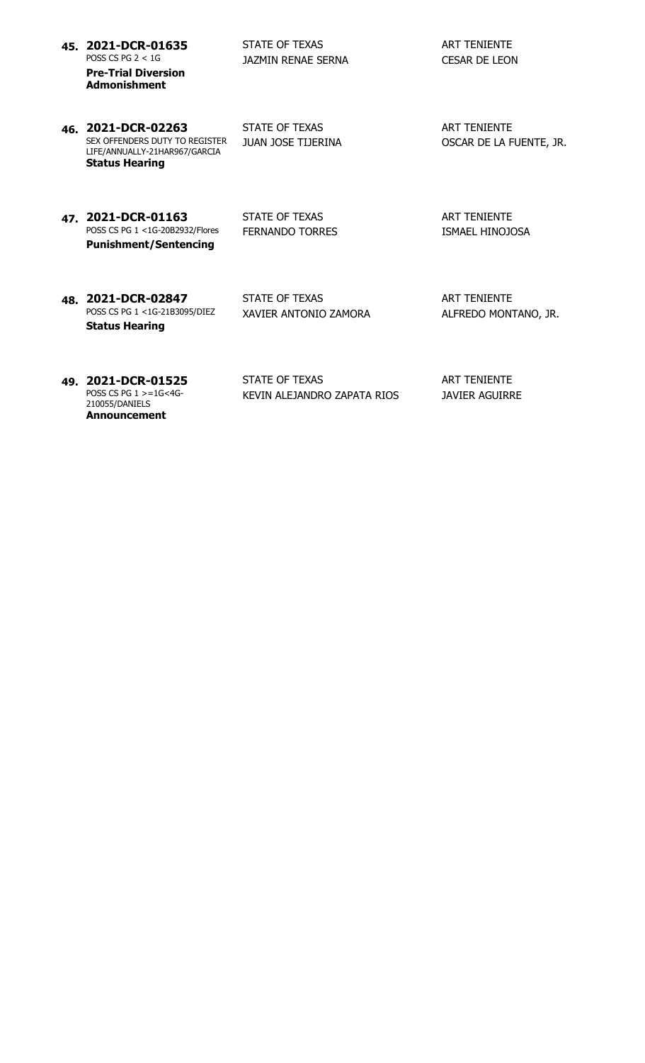**45. 2021-DCR-01635**
POSS CS PG 2 < 1G
**Pre-Trial Diversion Admonishment**

STATE OF TEXAS
JAZMIN RENAE SERNA

ART TENIENTE
CESAR DE LEON

**46. 2021-DCR-02263**
SEX OFFENDERS DUTY TO REGISTER LIFE/ANNUALLY-21HAR967/GARCIA
**Status Hearing**

STATE OF TEXAS
JUAN JOSE TIJERINA

ART TENIENTE
OSCAR DE LA FUENTE, JR.

**47. 2021-DCR-01163**
POSS CS PG 1 <1G-20B2932/Flores
**Punishment/Sentencing**

STATE OF TEXAS
FERNANDO TORRES

ART TENIENTE
ISMAEL HINOJOSA

**48. 2021-DCR-02847**
POSS CS PG 1 <1G-21B3095/DIEZ
**Status Hearing**

STATE OF TEXAS
XAVIER ANTONIO ZAMORA

ART TENIENTE
ALFREDO MONTANO, JR.

**49. 2021-DCR-01525**
POSS CS PG 1 >=1G<4G-210055/DANIELS
**Announcement**

STATE OF TEXAS
KEVIN ALEJANDRO ZAPATA RIOS

ART TENIENTE
JAVIER AGUIRRE